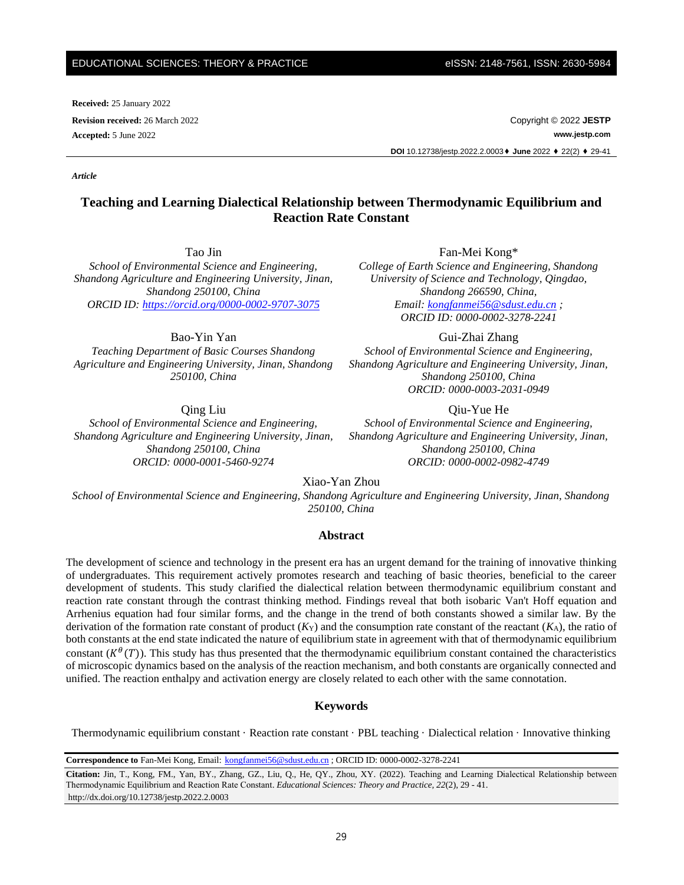Received: 25 January 2022

Revision received: 26 March 2022

Accepted: 5 June 2022

Copyright © 2022 **JESTP**

**www.jestp.com**

**DOI** 10.12738/jestp.2022.2.0003

*Article*

# Teaching and Learning Dialectical Relationship between Thermodynamic Equilibrium and Reaction Rate Constant

Tao Jin
*School of Environmental Science and Engineering, Shandong Agriculture and Engineering University, Jinan, Shandong 250100, China*
*ORCID ID: https://orcid.org/0000-0002-9707-3075*

Fan-Mei Kong*
*College of Earth Science and Engineering, Shandong University of Science and Technology, Qingdao, Shandong 266590, China,*
*Email: kongfanmei56@sdust.edu.cn ;*
*ORCID ID: 0000-0002-3278-2241*

Bao-Yin Yan
*Teaching Department of Basic Courses Shandong Agriculture and Engineering University, Jinan, Shandong 250100, China*

Gui-Zhai Zhang
*School of Environmental Science and Engineering, Shandong Agriculture and Engineering University, Jinan, Shandong 250100, China*
*ORCID: 0000-0003-2031-0949*

Qing Liu
*School of Environmental Science and Engineering, Shandong Agriculture and Engineering University, Jinan, Shandong 250100, China*
*ORCID: 0000-0001-5460-9274*

Qiu-Yue He
*School of Environmental Science and Engineering, Shandong Agriculture and Engineering University, Jinan, Shandong 250100, China*
*ORCID: 0000-0002-0982-4749*

Xiao-Yan Zhou
*School of Environmental Science and Engineering, Shandong Agriculture and Engineering University, Jinan, Shandong 250100, China*

## Abstract

The development of science and technology in the present era has an urgent demand for the training of innovative thinking of undergraduates. This requirement actively promotes research and teaching of basic theories, beneficial to the career development of students. This study clarified the dialectical relation between thermodynamic equilibrium constant and reaction rate constant through the contrast thinking method. Findings reveal that both isobaric Van't Hoff equation and Arrhenius equation had four similar forms, and the change in the trend of both constants showed a similar law. By the derivation of the formation rate constant of product ($K_Y$) and the consumption rate constant of the reactant ($K_A$), the ratio of both constants at the end state indicated the nature of equilibrium state in agreement with that of thermodynamic equilibrium constant ($K^{\theta}(T)$). This study has thus presented that the thermodynamic equilibrium constant contained the characteristics of microscopic dynamics based on the analysis of the reaction mechanism, and both constants are organically connected and unified. The reaction enthalpy and activation energy are closely related to each other with the same connotation.

## Keywords

Thermodynamic equilibrium constant · Reaction rate constant · PBL teaching · Dialectical relation · Innovative thinking

**Correspondence to** Fan-Mei Kong, Email: kongfanmei56@sdust.edu.cn ; ORCID ID: 0000-0002-3278-2241

**Citation:** Jin, T., Kong, FM., Yan, BY., Zhang, GZ., Liu, Q., He, QY., Zhou, XY. (2022). Teaching and Learning Dialectical Relationship between Thermodynamic Equilibrium and Reaction Rate Constant. *Educational Sciences: Theory and Practice, 22*(2), 29 - 41. http://dx.doi.org/10.12738/jestp.2022.2.0003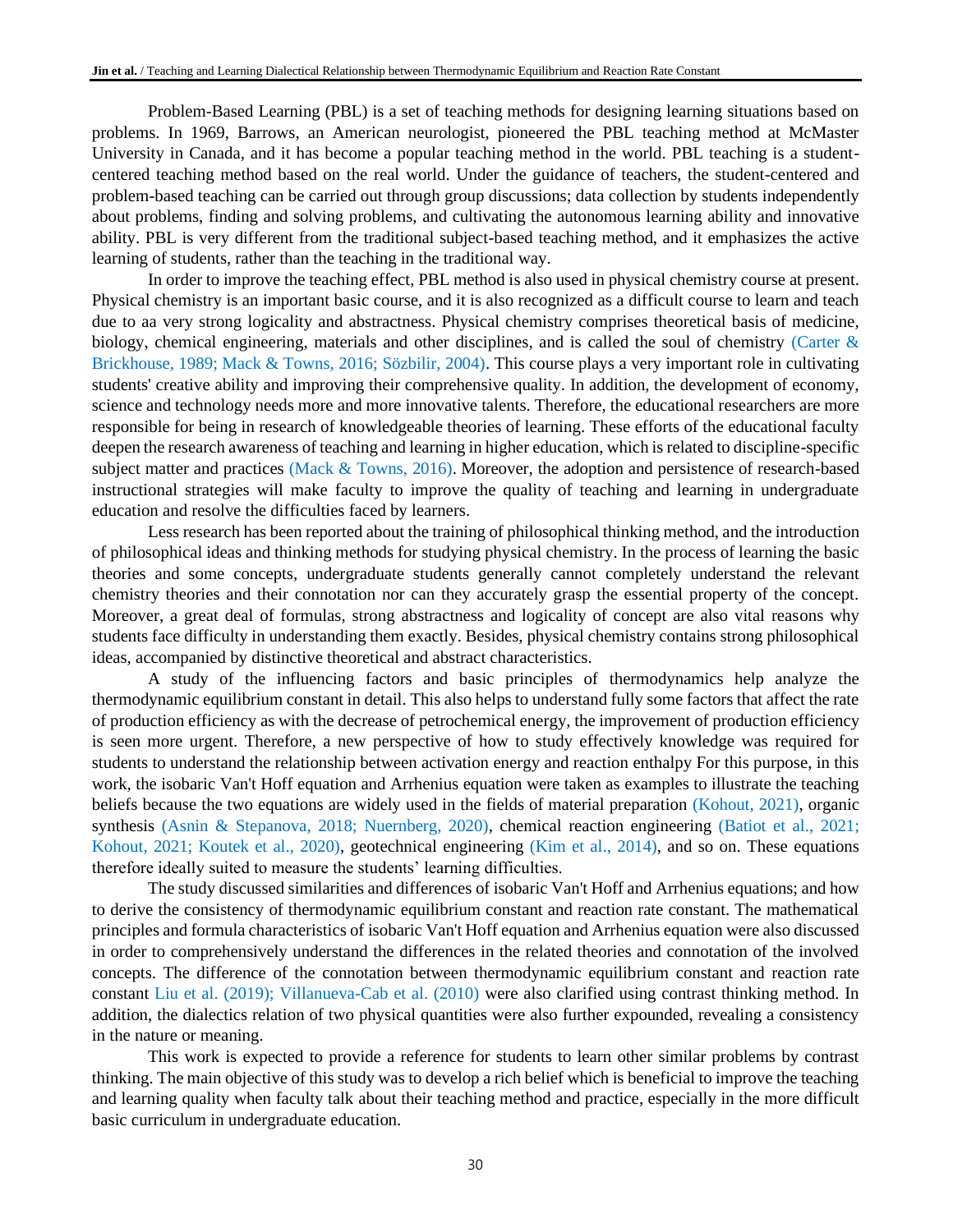Problem-Based Learning (PBL) is a set of teaching methods for designing learning situations based on problems. In 1969, Barrows, an American neurologist, pioneered the PBL teaching method at McMaster University in Canada, and it has become a popular teaching method in the world. PBL teaching is a student-centered teaching method based on the real world. Under the guidance of teachers, the student-centered and problem-based teaching can be carried out through group discussions; data collection by students independently about problems, finding and solving problems, and cultivating the autonomous learning ability and innovative ability. PBL is very different from the traditional subject-based teaching method, and it emphasizes the active learning of students, rather than the teaching in the traditional way.

In order to improve the teaching effect, PBL method is also used in physical chemistry course at present. Physical chemistry is an important basic course, and it is also recognized as a difficult course to learn and teach due to aa very strong logicality and abstractness. Physical chemistry comprises theoretical basis of medicine, biology, chemical engineering, materials and other disciplines, and is called the soul of chemistry (Carter & Brickhouse, 1989; Mack & Towns, 2016; Sözbilir, 2004). This course plays a very important role in cultivating students' creative ability and improving their comprehensive quality. In addition, the development of economy, science and technology needs more and more innovative talents. Therefore, the educational researchers are more responsible for being in research of knowledgeable theories of learning. These efforts of the educational faculty deepen the research awareness of teaching and learning in higher education, which is related to discipline-specific subject matter and practices (Mack & Towns, 2016). Moreover, the adoption and persistence of research-based instructional strategies will make faculty to improve the quality of teaching and learning in undergraduate education and resolve the difficulties faced by learners.

Less research has been reported about the training of philosophical thinking method, and the introduction of philosophical ideas and thinking methods for studying physical chemistry. In the process of learning the basic theories and some concepts, undergraduate students generally cannot completely understand the relevant chemistry theories and their connotation nor can they accurately grasp the essential property of the concept. Moreover, a great deal of formulas, strong abstractness and logicality of concept are also vital reasons why students face difficulty in understanding them exactly. Besides, physical chemistry contains strong philosophical ideas, accompanied by distinctive theoretical and abstract characteristics.

A study of the influencing factors and basic principles of thermodynamics help analyze the thermodynamic equilibrium constant in detail. This also helps to understand fully some factors that affect the rate of production efficiency as with the decrease of petrochemical energy, the improvement of production efficiency is seen more urgent. Therefore, a new perspective of how to study effectively knowledge was required for students to understand the relationship between activation energy and reaction enthalpy For this purpose, in this work, the isobaric Van't Hoff equation and Arrhenius equation were taken as examples to illustrate the teaching beliefs because the two equations are widely used in the fields of material preparation (Kohout, 2021), organic synthesis (Asnin & Stepanova, 2018; Nuernberg, 2020), chemical reaction engineering (Batiot et al., 2021; Kohout, 2021; Koutek et al., 2020), geotechnical engineering (Kim et al., 2014), and so on. These equations therefore ideally suited to measure the students' learning difficulties.

The study discussed similarities and differences of isobaric Van't Hoff and Arrhenius equations; and how to derive the consistency of thermodynamic equilibrium constant and reaction rate constant. The mathematical principles and formula characteristics of isobaric Van't Hoff equation and Arrhenius equation were also discussed in order to comprehensively understand the differences in the related theories and connotation of the involved concepts. The difference of the connotation between thermodynamic equilibrium constant and reaction rate constant Liu et al. (2019); Villanueva-Cab et al. (2010) were also clarified using contrast thinking method. In addition, the dialectics relation of two physical quantities were also further expounded, revealing a consistency in the nature or meaning.

This work is expected to provide a reference for students to learn other similar problems by contrast thinking. The main objective of this study was to develop a rich belief which is beneficial to improve the teaching and learning quality when faculty talk about their teaching method and practice, especially in the more difficult basic curriculum in undergraduate education.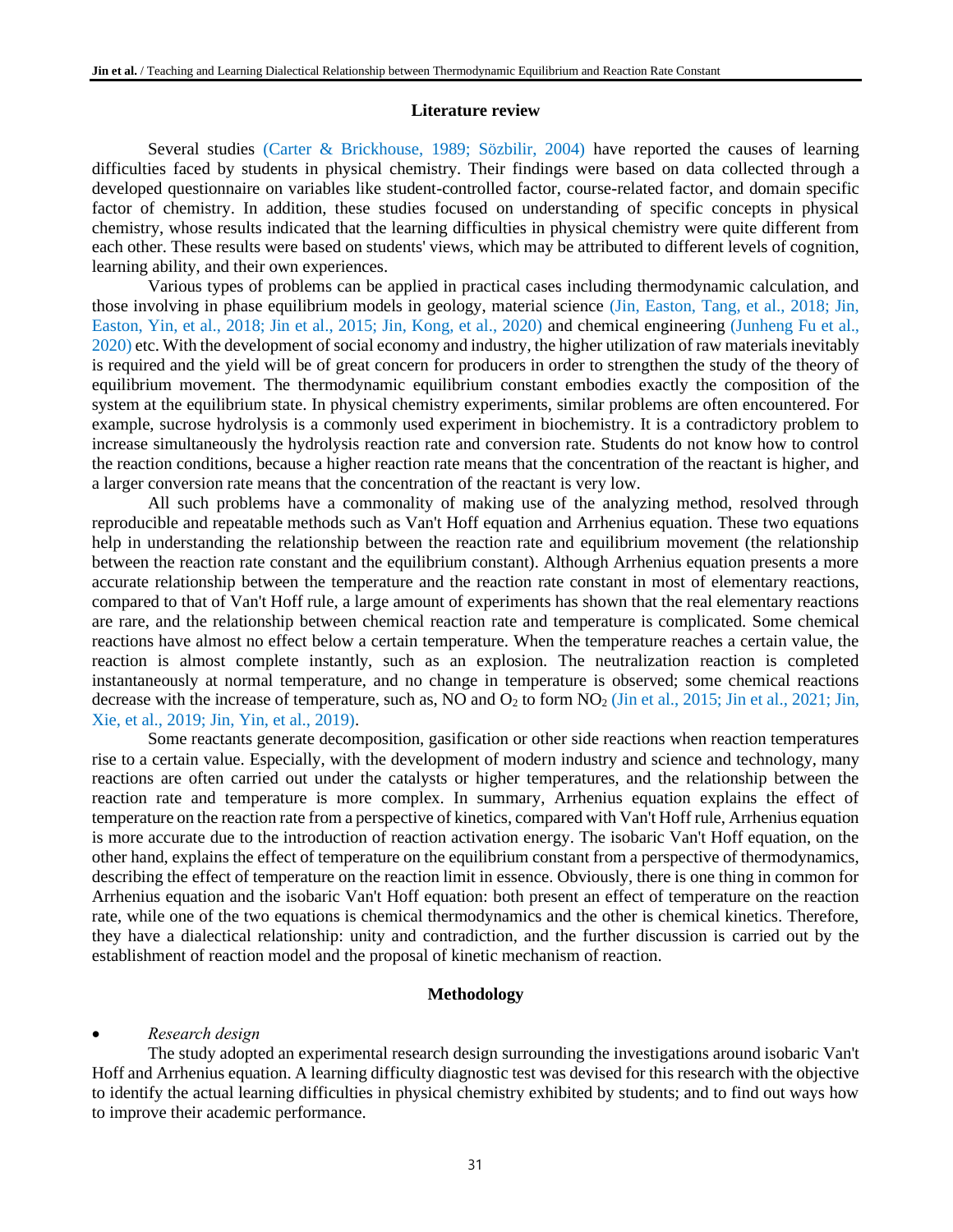## Literature review

Several studies (Carter & Brickhouse, 1989; Sözbilir, 2004) have reported the causes of learning difficulties faced by students in physical chemistry. Their findings were based on data collected through a developed questionnaire on variables like student-controlled factor, course-related factor, and domain specific factor of chemistry. In addition, these studies focused on understanding of specific concepts in physical chemistry, whose results indicated that the learning difficulties in physical chemistry were quite different from each other. These results were based on students' views, which may be attributed to different levels of cognition, learning ability, and their own experiences.

Various types of problems can be applied in practical cases including thermodynamic calculation, and those involving in phase equilibrium models in geology, material science (Jin, Easton, Tang, et al., 2018; Jin, Easton, Yin, et al., 2018; Jin et al., 2015; Jin, Kong, et al., 2020) and chemical engineering (Junheng Fu et al., 2020) etc. With the development of social economy and industry, the higher utilization of raw materials inevitably is required and the yield will be of great concern for producers in order to strengthen the study of the theory of equilibrium movement. The thermodynamic equilibrium constant embodies exactly the composition of the system at the equilibrium state. In physical chemistry experiments, similar problems are often encountered. For example, sucrose hydrolysis is a commonly used experiment in biochemistry. It is a contradictory problem to increase simultaneously the hydrolysis reaction rate and conversion rate. Students do not know how to control the reaction conditions, because a higher reaction rate means that the concentration of the reactant is higher, and a larger conversion rate means that the concentration of the reactant is very low.

All such problems have a commonality of making use of the analyzing method, resolved through reproducible and repeatable methods such as Van't Hoff equation and Arrhenius equation. These two equations help in understanding the relationship between the reaction rate and equilibrium movement (the relationship between the reaction rate constant and the equilibrium constant). Although Arrhenius equation presents a more accurate relationship between the temperature and the reaction rate constant in most of elementary reactions, compared to that of Van't Hoff rule, a large amount of experiments has shown that the real elementary reactions are rare, and the relationship between chemical reaction rate and temperature is complicated. Some chemical reactions have almost no effect below a certain temperature. When the temperature reaches a certain value, the reaction is almost complete instantly, such as an explosion. The neutralization reaction is completed instantaneously at normal temperature, and no change in temperature is observed; some chemical reactions decrease with the increase of temperature, such as, NO and $O_2$ to form $NO_2$ (Jin et al., 2015; Jin et al., 2021; Jin, Xie, et al., 2019; Jin, Yin, et al., 2019).

Some reactants generate decomposition, gasification or other side reactions when reaction temperatures rise to a certain value. Especially, with the development of modern industry and science and technology, many reactions are often carried out under the catalysts or higher temperatures, and the relationship between the reaction rate and temperature is more complex. In summary, Arrhenius equation explains the effect of temperature on the reaction rate from a perspective of kinetics, compared with Van't Hoff rule, Arrhenius equation is more accurate due to the introduction of reaction activation energy. The isobaric Van't Hoff equation, on the other hand, explains the effect of temperature on the equilibrium constant from a perspective of thermodynamics, describing the effect of temperature on the reaction limit in essence. Obviously, there is one thing in common for Arrhenius equation and the isobaric Van't Hoff equation: both present an effect of temperature on the reaction rate, while one of the two equations is chemical thermodynamics and the other is chemical kinetics. Therefore, they have a dialectical relationship: unity and contradiction, and the further discussion is carried out by the establishment of reaction model and the proposal of kinetic mechanism of reaction.

## Methodology

- *Research design*

The study adopted an experimental research design surrounding the investigations around isobaric Van't Hoff and Arrhenius equation. A learning difficulty diagnostic test was devised for this research with the objective to identify the actual learning difficulties in physical chemistry exhibited by students; and to find out ways how to improve their academic performance.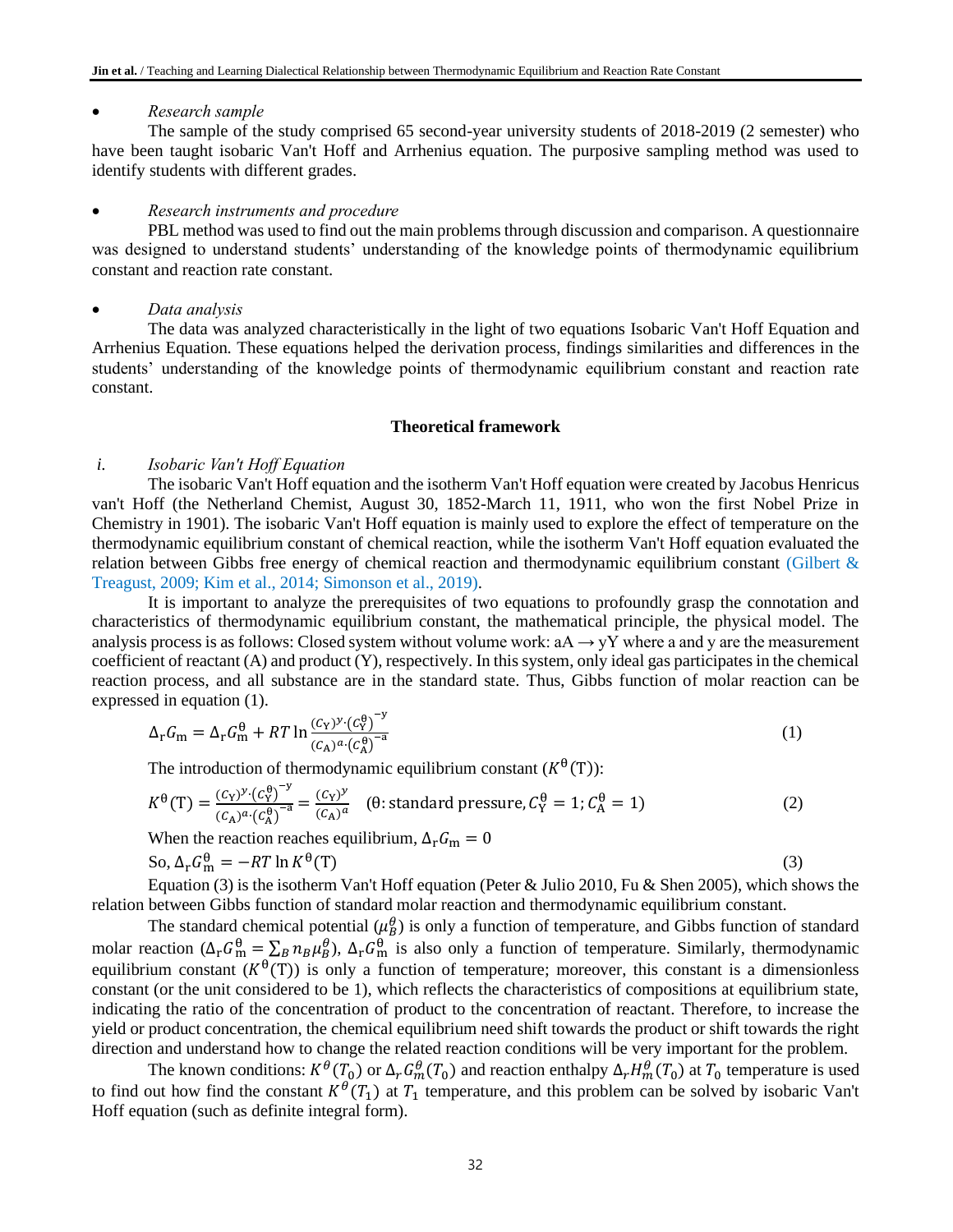- *Research sample*

The sample of the study comprised 65 second-year university students of 2018-2019 (2 semester) who have been taught isobaric Van't Hoff and Arrhenius equation. The purposive sampling method was used to identify students with different grades.

- *Research instruments and procedure*

PBL method was used to find out the main problems through discussion and comparison. A questionnaire was designed to understand students' understanding of the knowledge points of thermodynamic equilibrium constant and reaction rate constant.

- *Data analysis*

The data was analyzed characteristically in the light of two equations Isobaric Van't Hoff Equation and Arrhenius Equation. These equations helped the derivation process, findings similarities and differences in the students' understanding of the knowledge points of thermodynamic equilibrium constant and reaction rate constant.

## Theoretical framework

*i. Isobaric Van't Hoff Equation*

The isobaric Van't Hoff equation and the isotherm Van't Hoff equation were created by Jacobus Henricus van't Hoff (the Netherland Chemist, August 30, 1852-March 11, 1911, who won the first Nobel Prize in Chemistry in 1901). The isobaric Van't Hoff equation is mainly used to explore the effect of temperature on the thermodynamic equilibrium constant of chemical reaction, while the isotherm Van't Hoff equation evaluated the relation between Gibbs free energy of chemical reaction and thermodynamic equilibrium constant (Gilbert & Treagust, 2009; Kim et al., 2014; Simonson et al., 2019).

It is important to analyze the prerequisites of two equations to profoundly grasp the connotation and characteristics of thermodynamic equilibrium constant, the mathematical principle, the physical model. The analysis process is as follows: Closed system without volume work: $aA \rightarrow yY$ where a and y are the measurement coefficient of reactant (A) and product (Y), respectively. In this system, only ideal gas participates in the chemical reaction process, and all substance are in the standard state. Thus, Gibbs function of molar reaction can be expressed in equation (1).

$$\Delta_r G_m = \Delta_r G_m^{\theta} + RT \ln \frac{(C_Y)^y \cdot (C_Y^{\theta})^{-y}}{(C_A)^a \cdot (C_A^{\theta})^{-a}} \tag{1}$$

The introduction of thermodynamic equilibrium constant ($K^{\theta}(T)$):

$$K^{\theta}(T) = \frac{(C_Y)^y \cdot (C_Y^{\theta})^{-y}}{(C_A)^a \cdot (C_A^{\theta})^{-a}} = \frac{(C_Y)^y}{(C_A)^a} \quad (\theta\text{: standard pressure}, C_Y^{\theta} = 1; C_A^{\theta} = 1) \tag{2}$$

When the reaction reaches equilibrium, $\Delta_r G_m = 0$

So, $\Delta_r G_m^{\theta} = -RT \ln K^{\theta}(T)$ (3)

Equation (3) is the isotherm Van't Hoff equation (Peter & Julio 2010, Fu & Shen 2005), which shows the relation between Gibbs function of standard molar reaction and thermodynamic equilibrium constant.

The standard chemical potential ($\mu_B^{\theta}$) is only a function of temperature, and Gibbs function of standard molar reaction ($\Delta_r G_m^{\theta} = \sum_B n_B \mu_B^{\theta}$), $\Delta_r G_m^{\theta}$ is also only a function of temperature. Similarly, thermodynamic equilibrium constant ($K^{\theta}(T)$) is only a function of temperature; moreover, this constant is a dimensionless constant (or the unit considered to be 1), which reflects the characteristics of compositions at equilibrium state, indicating the ratio of the concentration of product to the concentration of reactant. Therefore, to increase the yield or product concentration, the chemical equilibrium need shift towards the product or shift towards the right direction and understand how to change the related reaction conditions will be very important for the problem.

The known conditions: $K^{\theta}(T_0)$ or $\Delta_r G_m^{\theta}(T_0)$ and reaction enthalpy $\Delta_r H_m^{\theta}(T_0)$ at $T_0$ temperature is used to find out how find the constant $K^{\theta}(T_1)$ at $T_1$ temperature, and this problem can be solved by isobaric Van't Hoff equation (such as definite integral form).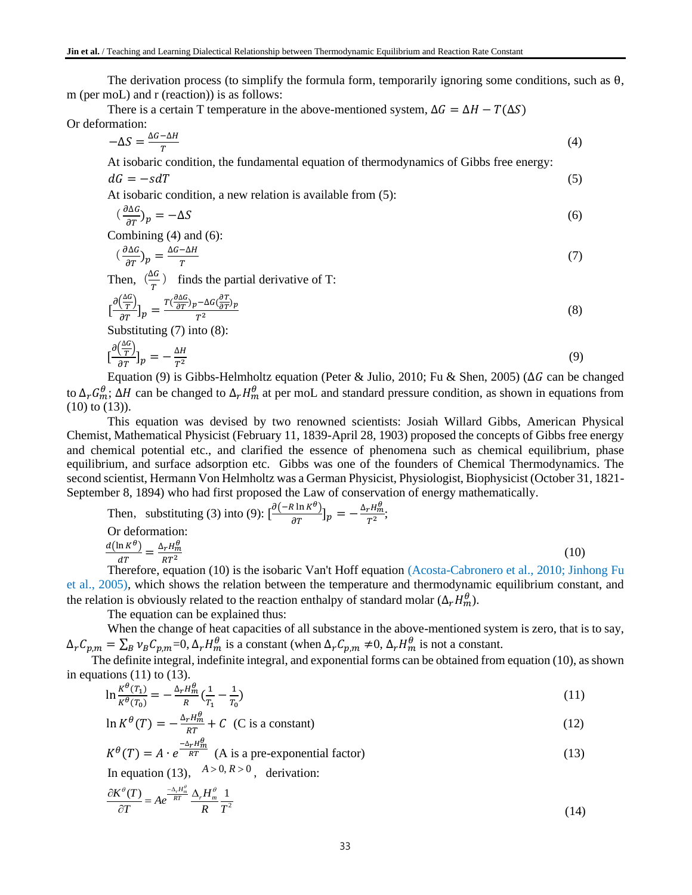The derivation process (to simplify the formula form, temporarily ignoring some conditions, such as θ, m (per moL) and r (reaction)) is as follows:

There is a certain T temperature in the above-mentioned system, $\Delta G = \Delta H - T(\Delta S)$

Or deformation:

$$-\Delta S = \frac{\Delta G - \Delta H}{T} \tag{4}$$

At isobaric condition, the fundamental equation of thermodynamics of Gibbs free energy:

$$dG = -sdT \tag{5}$$

At isobaric condition, a new relation is available from (5):

$$(\frac{\partial \Delta G}{\partial T})_p = -\Delta S \tag{6}$$

Combining (4) and (6):

$$(\frac{\partial \Delta G}{\partial T})_p = \frac{\Delta G - \Delta H}{T} \tag{7}$$

Then, $(\frac{\Delta G}{T})$ finds the partial derivative of T:

$$[\frac{\partial (\frac{\Delta G}{T})}{\partial T}]_p = \frac{T(\frac{\partial \Delta G}{\partial T})_p - \Delta G (\frac{\partial T}{\partial T})_p}{T^2} \tag{8}$$

Substituting (7) into (8):

$$[\frac{\partial (\frac{\Delta G}{T})}{\partial T}]_p = -\frac{\Delta H}{T^2} \tag{9}$$

Equation (9) is Gibbs-Helmholtz equation (Peter & Julio, 2010; Fu & Shen, 2005) ($\Delta G$ can be changed to $\Delta_r G_m^\theta$; $\Delta H$ can be changed to $\Delta_r H_m^\theta$ at per moL and standard pressure condition, as shown in equations from (10) to (13)).

This equation was devised by two renowned scientists: Josiah Willard Gibbs, American Physical Chemist, Mathematical Physicist (February 11, 1839-April 28, 1903) proposed the concepts of Gibbs free energy and chemical potential etc., and clarified the essence of phenomena such as chemical equilibrium, phase equilibrium, and surface adsorption etc. Gibbs was one of the founders of Chemical Thermodynamics. The second scientist, Hermann Von Helmholtz was a German Physicist, Physiologist, Biophysicist (October 31, 1821-September 8, 1894) who had first proposed the Law of conservation of energy mathematically.

Then, substituting (3) into (9): $[\frac{\partial (-R \ln K^\theta)}{\partial T}]_p = -\frac{\Delta_r H_m^\theta}{T^2}$;

Or deformation:

$$\frac{d(\ln K^\theta)}{dT} = \frac{\Delta_r H_m^\theta}{RT^2} \tag{10}$$

Therefore, equation (10) is the isobaric Van't Hoff equation (Acosta-Cabronero et al., 2010; Jinhong Fu et al., 2005), which shows the relation between the temperature and thermodynamic equilibrium constant, and the relation is obviously related to the reaction enthalpy of standard molar ($\Delta_r H_m^\theta$).

The equation can be explained thus:

When the change of heat capacities of all substance in the above-mentioned system is zero, that is to say, $\Delta_r C_{p,m} = \sum_B \nu_B C_{p,m}$=0, $\Delta_r H_m^\theta$ is a constant (when $\Delta_r C_{p,m} \neq 0$, $\Delta_r H_m^\theta$ is not a constant.

The definite integral, indefinite integral, and exponential forms can be obtained from equation (10), as shown in equations (11) to (13).

$$\ln \frac{K^\theta(T_1)}{K^\theta(T_0)} = -\frac{\Delta_r H_m^\theta}{R}(\frac{1}{T_1} - \frac{1}{T_0}) \tag{11}$$

$$\ln K^\theta(T) = -\frac{\Delta_r H_m^\theta}{RT} + C \quad \text{(C is a constant)} \tag{12}$$

$$K^\theta(T) = A \cdot e^{\frac{-\Delta_r H_m^\theta}{RT}} \quad \text{(A is a pre-exponential factor)} \tag{13}$$

In equation (13), $A > 0, R > 0$, derivation:

$$\frac{\partial K^\theta(T)}{\partial T} = Ae^{\frac{-\Delta_r H_m^\theta}{RT}} \frac{\Delta_r H_m^\theta}{R} \frac{1}{T^2} \tag{14}$$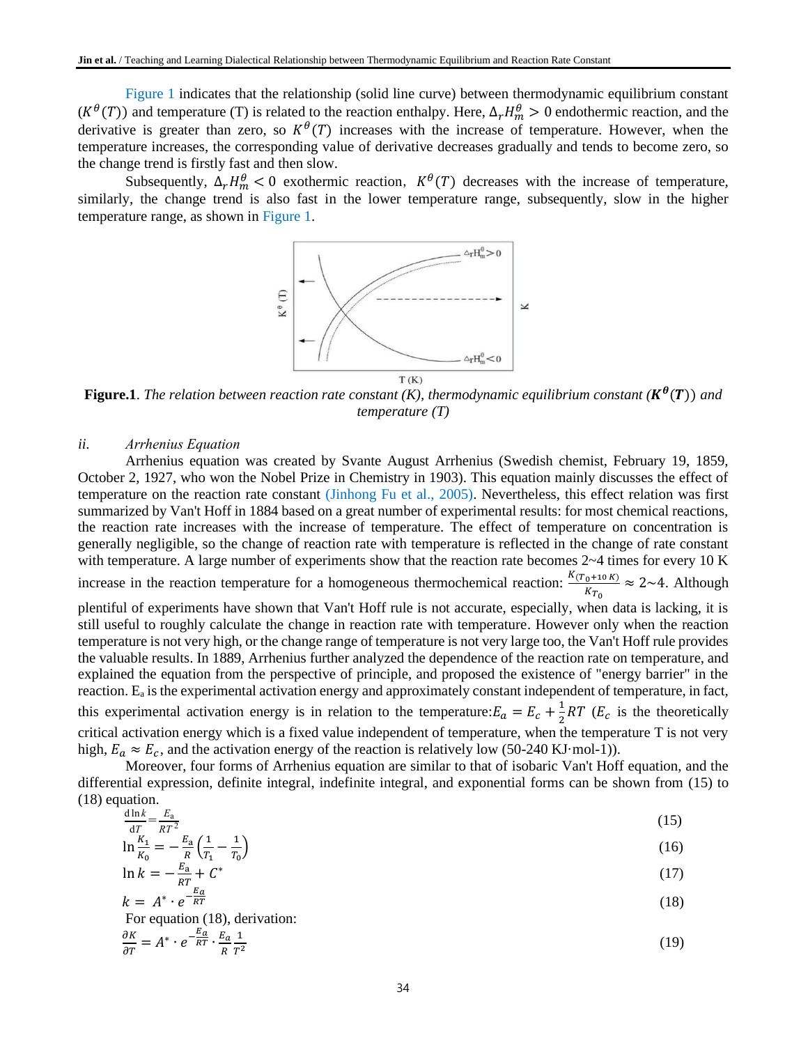Figure 1 indicates that the relationship (solid line curve) between thermodynamic equilibrium constant ($K^{\theta}(T)$) and temperature (T) is related to the reaction enthalpy. Here, $\Delta_r H_m^{\theta} > 0$ endothermic reaction, and the derivative is greater than zero, so $K^{\theta}(T)$ increases with the increase of temperature. However, when the temperature increases, the corresponding value of derivative decreases gradually and tends to become zero, so the change trend is firstly fast and then slow.

Subsequently, $\Delta_r H_m^{\theta} < 0$ exothermic reaction, $K^{\theta}(T)$ decreases with the increase of temperature, similarly, the change trend is also fast in the lower temperature range, subsequently, slow in the higher temperature range, as shown in Figure 1.

**Figure.1**. *The relation between reaction rate constant (K), thermodynamic equilibrium constant (*$\boldsymbol{K^{\theta}(T)}$*) and temperature (T)*

*ii. Arrhenius Equation*

Arrhenius equation was created by Svante August Arrhenius (Swedish chemist, February 19, 1859, October 2, 1927, who won the Nobel Prize in Chemistry in 1903). This equation mainly discusses the effect of temperature on the reaction rate constant (Jinhong Fu et al., 2005). Nevertheless, this effect relation was first summarized by Van't Hoff in 1884 based on a great number of experimental results: for most chemical reactions, the reaction rate increases with the increase of temperature. The effect of temperature on concentration is generally negligible, so the change of reaction rate with temperature is reflected in the change of rate constant with temperature. A large number of experiments show that the reaction rate becomes 2~4 times for every 10 K increase in the reaction temperature for a homogeneous thermochemical reaction: $\frac{K_{(T_0+10\,K)}}{K_{T_0}} \approx 2\sim4$. Although plentiful of experiments have shown that Van't Hoff rule is not accurate, especially, when data is lacking, it is still useful to roughly calculate the change in reaction rate with temperature. However only when the reaction temperature is not very high, or the change range of temperature is not very large too, the Van't Hoff rule provides the valuable results. In 1889, Arrhenius further analyzed the dependence of the reaction rate on temperature, and explained the equation from the perspective of principle, and proposed the existence of "energy barrier" in the reaction. $E_a$ is the experimental activation energy and approximately constant independent of temperature, in fact, this experimental activation energy is in relation to the temperature:$E_a = E_c + \frac{1}{2}RT$ ($E_c$ is the theoretically critical activation energy which is a fixed value independent of temperature, when the temperature T is not very high, $E_a \approx E_c$, and the activation energy of the reaction is relatively low (50-240 KJ·mol-1)).

Moreover, four forms of Arrhenius equation are similar to that of isobaric Van't Hoff equation, and the differential expression, definite integral, indefinite integral, and exponential forms can be shown from (15) to (18) equation.

$$\frac{\mathrm{d}\ln k}{\mathrm{d}T} = \frac{E_a}{RT^2} \tag{15}$$

$$\ln\frac{K_1}{K_0} = -\frac{E_a}{R}\left(\frac{1}{T_1} - \frac{1}{T_0}\right) \tag{16}$$

$$\ln k = -\frac{E_a}{RT} + C^* \tag{17}$$

$$k = A^* \cdot e^{-\frac{E_a}{RT}} \tag{18}$$

For equation (18), derivation:

$$\frac{\partial K}{\partial T} = A^* \cdot e^{-\frac{E_a}{RT}} \cdot \frac{E_a}{R}\frac{1}{T^2} \tag{19}$$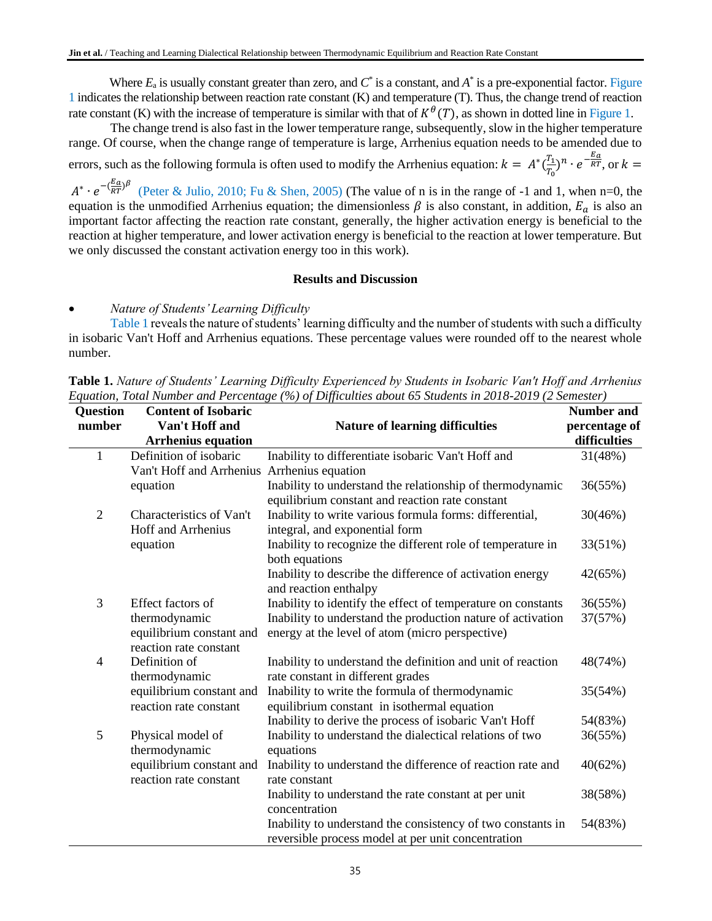Where $E_a$ is usually constant greater than zero, and $C^*$ is a constant, and $A^*$ is a pre-exponential factor. Figure 1 indicates the relationship between reaction rate constant (K) and temperature (T). Thus, the change trend of reaction rate constant (K) with the increase of temperature is similar with that of $K^{\theta}(T)$, as shown in dotted line in Figure 1.

The change trend is also fast in the lower temperature range, subsequently, slow in the higher temperature range. Of course, when the change range of temperature is large, Arrhenius equation needs to be amended due to errors, such as the following formula is often used to modify the Arrhenius equation: $k = A^*(\frac{T_1}{T_0})^n \cdot e^{-\frac{E_a}{RT}}$, or $k = A^* \cdot e^{-(\frac{E_a}{RT})^{\beta}}$ (Peter & Julio, 2010; Fu & Shen, 2005) (The value of n is in the range of -1 and 1, when n=0, the equation is the unmodified Arrhenius equation; the dimensionless $\beta$ is also constant, in addition, $E_a$ is also an important factor affecting the reaction rate constant, generally, the higher activation energy is beneficial to the reaction at higher temperature, and lower activation energy is beneficial to the reaction at lower temperature. But we only discussed the constant activation energy too in this work).

## Results and Discussion

- *Nature of Students' Learning Difficulty*

Table 1 reveals the nature of students' learning difficulty and the number of students with such a difficulty in isobaric Van't Hoff and Arrhenius equations. These percentage values were rounded off to the nearest whole number.

**Table 1.** *Nature of Students' Learning Difficulty Experienced by Students in Isobaric Van't Hoff and Arrhenius Equation, Total Number and Percentage (%) of Difficulties about 65 Students in 2018-2019 (2 Semester)*

| Question number | Content of Isobaric Van't Hoff and Arrhenius equation | Nature of learning difficulties | Number and percentage of difficulties |
|---|---|---|---|
| 1 | Definition of isobaric Van't Hoff and Arrhenius equation | Inability to differentiate isobaric Van't Hoff and Arrhenius equation | 31(48%) |
| | | Inability to understand the relationship of thermodynamic equilibrium constant and reaction rate constant | 36(55%) |
| 2 | Characteristics of Van't Hoff and Arrhenius equation | Inability to write various formula forms: differential, integral, and exponential form | 30(46%) |
| | | Inability to recognize the different role of temperature in both equations | 33(51%) |
| | | Inability to describe the difference of activation energy and reaction enthalpy | 42(65%) |
| 3 | Effect factors of thermodynamic equilibrium constant and reaction rate constant | Inability to identify the effect of temperature on constants | 36(55%) |
| | | Inability to understand the production nature of activation energy at the level of atom (micro perspective) | 37(57%) |
| 4 | Definition of thermodynamic equilibrium constant and reaction rate constant | Inability to understand the definition and unit of reaction rate constant in different grades | 48(74%) |
| | | Inability to write the formula of thermodynamic equilibrium constant in isothermal equation | 35(54%) |
| | | Inability to derive the process of isobaric Van't Hoff | 54(83%) |
| 5 | Physical model of thermodynamic equilibrium constant and reaction rate constant | Inability to understand the dialectical relations of two equations | 36(55%) |
| | | Inability to understand the difference of reaction rate and rate constant | 40(62%) |
| | | Inability to understand the rate constant at per unit concentration | 38(58%) |
| | | Inability to understand the consistency of two constants in reversible process model at per unit concentration | 54(83%) |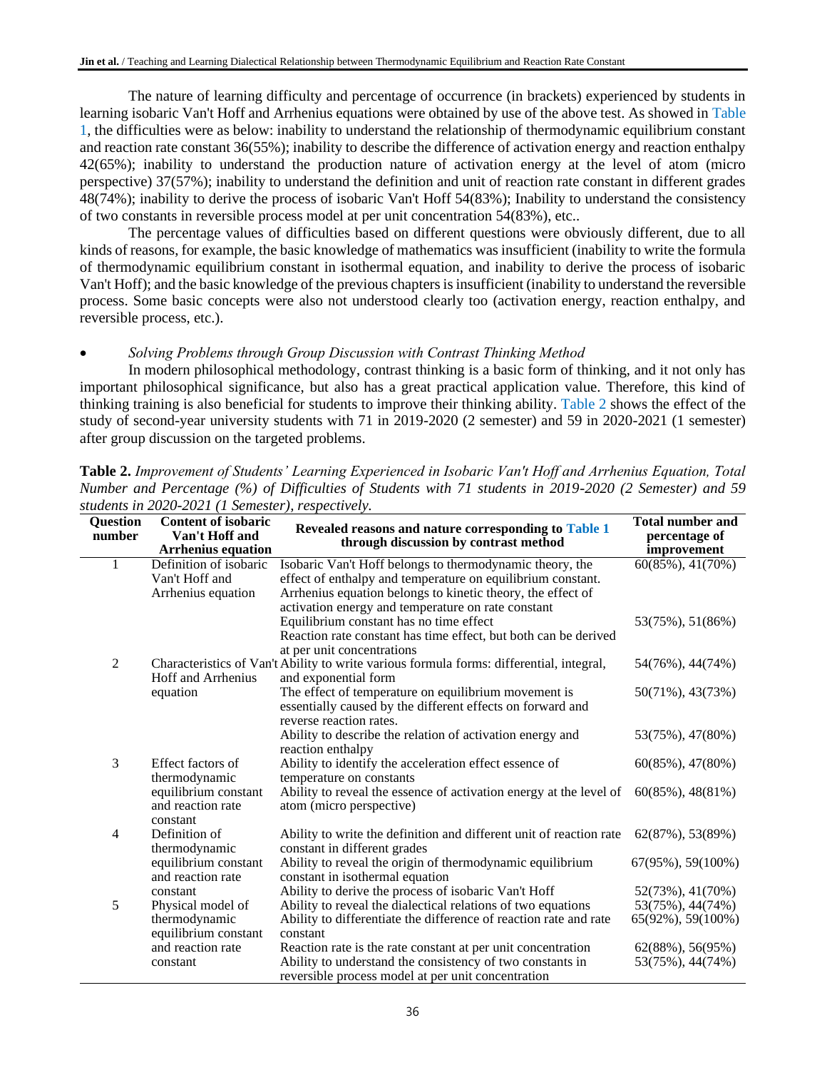The nature of learning difficulty and percentage of occurrence (in brackets) experienced by students in learning isobaric Van't Hoff and Arrhenius equations were obtained by use of the above test. As showed in Table 1, the difficulties were as below: inability to understand the relationship of thermodynamic equilibrium constant and reaction rate constant 36(55%); inability to describe the difference of activation energy and reaction enthalpy 42(65%); inability to understand the production nature of activation energy at the level of atom (micro perspective) 37(57%); inability to understand the definition and unit of reaction rate constant in different grades 48(74%); inability to derive the process of isobaric Van't Hoff 54(83%); Inability to understand the consistency of two constants in reversible process model at per unit concentration 54(83%), etc..

The percentage values of difficulties based on different questions were obviously different, due to all kinds of reasons, for example, the basic knowledge of mathematics was insufficient (inability to write the formula of thermodynamic equilibrium constant in isothermal equation, and inability to derive the process of isobaric Van't Hoff); and the basic knowledge of the previous chapters is insufficient (inability to understand the reversible process. Some basic concepts were also not understood clearly too (activation energy, reaction enthalpy, and reversible process, etc.).

- *Solving Problems through Group Discussion with Contrast Thinking Method*

In modern philosophical methodology, contrast thinking is a basic form of thinking, and it not only has important philosophical significance, but also has a great practical application value. Therefore, this kind of thinking training is also beneficial for students to improve their thinking ability. Table 2 shows the effect of the study of second-year university students with 71 in 2019-2020 (2 semester) and 59 in 2020-2021 (1 semester) after group discussion on the targeted problems.

**Table 2.** *Improvement of Students' Learning Experienced in Isobaric Van't Hoff and Arrhenius Equation, Total Number and Percentage (%) of Difficulties of Students with 71 students in 2019-2020 (2 Semester) and 59 students in 2020-2021 (1 Semester), respectively.*

| Question number | Content of isobaric Van't Hoff and Arrhenius equation | Revealed reasons and nature corresponding to Table 1 through discussion by contrast method | Total number and percentage of improvement |
|---|---|---|---|
| 1 | Definition of isobaric Van't Hoff and Arrhenius equation | Isobaric Van't Hoff belongs to thermodynamic theory, the effect of enthalpy and temperature on equilibrium constant. Arrhenius equation belongs to kinetic theory, the effect of activation energy and temperature on rate constant | 60(85%), 41(70%) |
| | | Equilibrium constant has no time effect<br>Reaction rate constant has time effect, but both can be derived at per unit concentrations | 53(75%), 51(86%) |
| 2 | Characteristics of Van't Hoff and Arrhenius equation | Ability to write various formula forms: differential, integral, and exponential form | 54(76%), 44(74%) |
| | | The effect of temperature on equilibrium movement is essentially caused by the different effects on forward and reverse reaction rates. | 50(71%), 43(73%) |
| | | Ability to describe the relation of activation energy and reaction enthalpy | 53(75%), 47(80%) |
| 3 | Effect factors of thermodynamic equilibrium constant and reaction rate constant | Ability to identify the acceleration effect essence of temperature on constants | 60(85%), 47(80%) |
| | | Ability to reveal the essence of activation energy at the level of atom (micro perspective) | 60(85%), 48(81%) |
| 4 | Definition of thermodynamic equilibrium constant and reaction rate constant | Ability to write the definition and different unit of reaction rate constant in different grades | 62(87%), 53(89%) |
| | | Ability to reveal the origin of thermodynamic equilibrium constant in isothermal equation | 67(95%), 59(100%) |
| | | Ability to derive the process of isobaric Van't Hoff | 52(73%), 41(70%) |
| 5 | Physical model of thermodynamic equilibrium constant and reaction rate constant | Ability to reveal the dialectical relations of two equations | 53(75%), 44(74%) |
| | | Ability to differentiate the difference of reaction rate and rate constant | 65(92%), 59(100%) |
| | | Reaction rate is the rate constant at per unit concentration | 62(88%), 56(95%) |
| | | Ability to understand the consistency of two constants in reversible process model at per unit concentration | 53(75%), 44(74%) |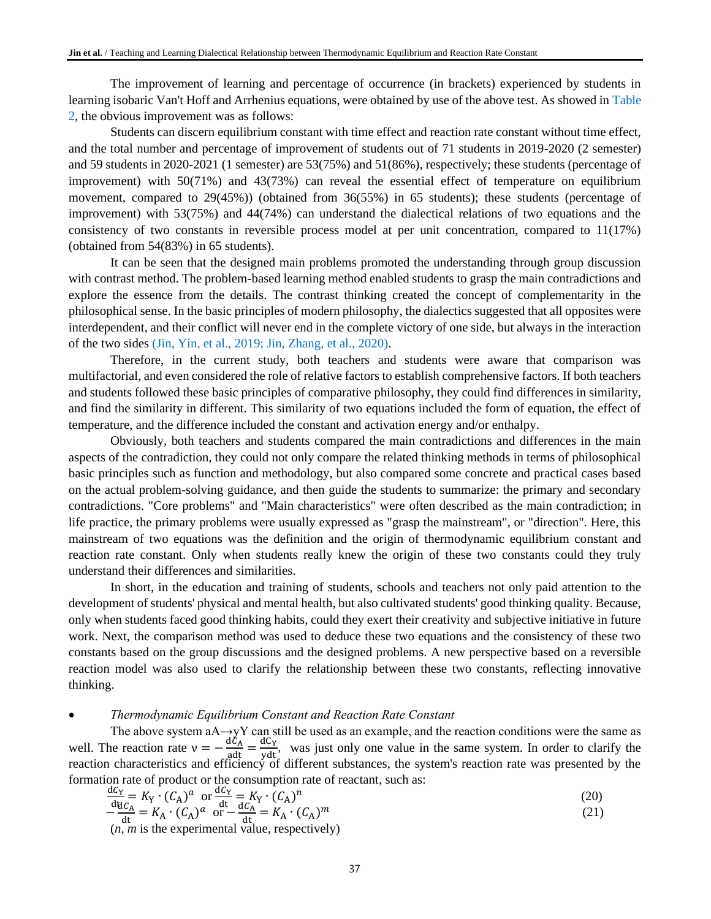The improvement of learning and percentage of occurrence (in brackets) experienced by students in learning isobaric Van't Hoff and Arrhenius equations, were obtained by use of the above test. As showed in Table 2, the obvious improvement was as follows:

Students can discern equilibrium constant with time effect and reaction rate constant without time effect, and the total number and percentage of improvement of students out of 71 students in 2019-2020 (2 semester) and 59 students in 2020-2021 (1 semester) are 53(75%) and 51(86%), respectively; these students (percentage of improvement) with 50(71%) and 43(73%) can reveal the essential effect of temperature on equilibrium movement, compared to 29(45%)) (obtained from 36(55%) in 65 students); these students (percentage of improvement) with 53(75%) and 44(74%) can understand the dialectical relations of two equations and the consistency of two constants in reversible process model at per unit concentration, compared to 11(17%) (obtained from 54(83%) in 65 students).

It can be seen that the designed main problems promoted the understanding through group discussion with contrast method. The problem-based learning method enabled students to grasp the main contradictions and explore the essence from the details. The contrast thinking created the concept of complementarity in the philosophical sense. In the basic principles of modern philosophy, the dialectics suggested that all opposites were interdependent, and their conflict will never end in the complete victory of one side, but always in the interaction of the two sides (Jin, Yin, et al., 2019; Jin, Zhang, et al., 2020).

Therefore, in the current study, both teachers and students were aware that comparison was multifactorial, and even considered the role of relative factors to establish comprehensive factors. If both teachers and students followed these basic principles of comparative philosophy, they could find differences in similarity, and find the similarity in different. This similarity of two equations included the form of equation, the effect of temperature, and the difference included the constant and activation energy and/or enthalpy.

Obviously, both teachers and students compared the main contradictions and differences in the main aspects of the contradiction, they could not only compare the related thinking methods in terms of philosophical basic principles such as function and methodology, but also compared some concrete and practical cases based on the actual problem-solving guidance, and then guide the students to summarize: the primary and secondary contradictions. "Core problems" and "Main characteristics" were often described as the main contradiction; in life practice, the primary problems were usually expressed as "grasp the mainstream", or "direction". Here, this mainstream of two equations was the definition and the origin of thermodynamic equilibrium constant and reaction rate constant. Only when students really knew the origin of these two constants could they truly understand their differences and similarities.

In short, in the education and training of students, schools and teachers not only paid attention to the development of students' physical and mental health, but also cultivated students' good thinking quality. Because, only when students faced good thinking habits, could they exert their creativity and subjective initiative in future work. Next, the comparison method was used to deduce these two equations and the consistency of these two constants based on the group discussions and the designed problems. A new perspective based on a reversible reaction model was also used to clarify the relationship between these two constants, reflecting innovative thinking.

- *Thermodynamic Equilibrium Constant and Reaction Rate Constant*

The above system $aA \rightarrow yY$ can still be used as an example, and the reaction conditions were the same as well. The reaction rate $\nu = -\frac{dC_A}{adt} = \frac{dC_Y}{ydt}$, was just only one value in the same system. In order to clarify the reaction characteristics and efficiency of different substances, the system's reaction rate was presented by the formation rate of product or the consumption rate of reactant, such as:

$$\frac{dC_Y}{dt} = K_Y \cdot (C_A)^a \text{ or } \frac{dC_Y}{dt} = K_Y \cdot (C_A)^n \tag{20}$$

$$-\frac{dC_A}{dt} = K_A \cdot (C_A)^a \text{ or } -\frac{dC_A}{dt} = K_A \cdot (C_A)^m \tag{21}$$

($n$, $m$ is the experimental value, respectively)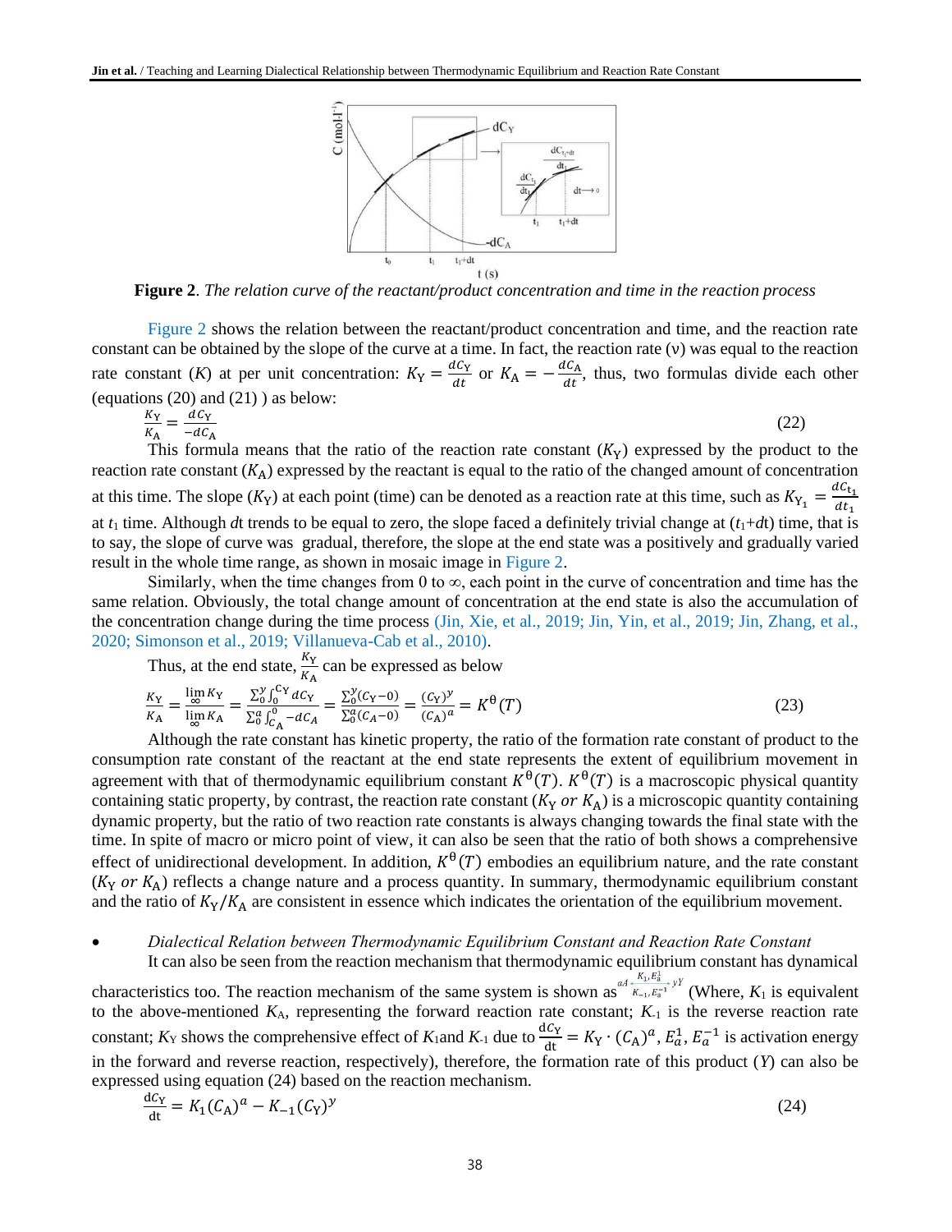**Figure 2**. *The relation curve of the reactant/product concentration and time in the reaction process*

Figure 2 shows the relation between the reactant/product concentration and time, and the reaction rate constant can be obtained by the slope of the curve at a time. In fact, the reaction rate (ν) was equal to the reaction rate constant ($K$) at per unit concentration: $K_{\mathrm{Y}} = \frac{dC_{\mathrm{Y}}}{dt}$ or $K_{\mathrm{A}} = -\frac{dC_{\mathrm{A}}}{dt}$, thus, two formulas divide each other (equations (20) and (21) ) as below:

$$\frac{K_{\mathrm{Y}}}{K_{\mathrm{A}}} = \frac{dC_{\mathrm{Y}}}{-dC_{\mathrm{A}}} \tag{22}$$

This formula means that the ratio of the reaction rate constant ($K_{\mathrm{Y}}$) expressed by the product to the reaction rate constant ($K_{\mathrm{A}}$) expressed by the reactant is equal to the ratio of the changed amount of concentration at this time. The slope ($K_{\mathrm{Y}}$) at each point (time) can be denoted as a reaction rate at this time, such as $K_{\mathrm{Y}_1} = \frac{dC_{t_1}}{dt_1}$ at $t_1$ time. Although $dt$ trends to be equal to zero, the slope faced a definitely trivial change at ($t_1$+$dt$) time, that is to say, the slope of curve was gradual, therefore, the slope at the end state was a positively and gradually varied result in the whole time range, as shown in mosaic image in Figure 2.

Similarly, when the time changes from 0 to ∞, each point in the curve of concentration and time has the same relation. Obviously, the total change amount of concentration at the end state is also the accumulation of the concentration change during the time process (Jin, Xie, et al., 2019; Jin, Yin, et al., 2019; Jin, Zhang, et al., 2020; Simonson et al., 2019; Villanueva-Cab et al., 2010).

Thus, at the end state, $\frac{K_{\mathrm{Y}}}{K_{\mathrm{A}}}$ can be expressed as below

$$\frac{K_{\mathrm{Y}}}{K_{\mathrm{A}}} = \frac{\lim_{\infty} K_{\mathrm{Y}}}{\lim_{\infty} K_{\mathrm{A}}} = \frac{\sum_0^y \int_0^{C_{\mathrm{Y}}} dC_{\mathrm{Y}}}{\sum_0^a \int_{C_{\mathrm{A}}}^0 -dC_A} = \frac{\sum_0^y (C_{\mathrm{Y}}-0)}{\sum_0^a (C_A-0)} = \frac{(C_{\mathrm{Y}})^y}{(C_{\mathrm{A}})^a} = K^{\theta}(T) \tag{23}$$

Although the rate constant has kinetic property, the ratio of the formation rate constant of product to the consumption rate constant of the reactant at the end state represents the extent of equilibrium movement in agreement with that of thermodynamic equilibrium constant $K^{\theta}(T)$. $K^{\theta}(T)$ is a macroscopic physical quantity containing static property, by contrast, the reaction rate constant ($K_{\mathrm{Y}}$ *or* $K_{\mathrm{A}}$) is a microscopic quantity containing dynamic property, but the ratio of two reaction rate constants is always changing towards the final state with the time. In spite of macro or micro point of view, it can also be seen that the ratio of both shows a comprehensive effect of unidirectional development. In addition, $K^{\theta}(T)$ embodies an equilibrium nature, and the rate constant ($K_{\mathrm{Y}}$ *or* $K_{\mathrm{A}}$) reflects a change nature and a process quantity. In summary, thermodynamic equilibrium constant and the ratio of $K_{\mathrm{Y}}/K_{\mathrm{A}}$ are consistent in essence which indicates the orientation of the equilibrium movement.

- *Dialectical Relation between Thermodynamic Equilibrium Constant and Reaction Rate Constant*

It can also be seen from the reaction mechanism that thermodynamic equilibrium constant has dynamical characteristics too. The reaction mechanism of the same system is shown as $aA \underset{K_{-1}, E_a^{-1}}{\overset{K_1, E_a^1}{\rightleftharpoons}} yY$ (Where, $K_1$ is equivalent to the above-mentioned $K_{\mathrm{A}}$, representing the forward reaction rate constant; $K_{-1}$ is the reverse reaction rate constant; $K_{\mathrm{Y}}$ shows the comprehensive effect of $K_1$and $K_{-1}$ due to $\frac{dC_{\mathrm{Y}}}{\mathrm{dt}} = K_{\mathrm{Y}} \cdot (C_{\mathrm{A}})^a$, $E_a^1$, $E_a^{-1}$ is activation energy in the forward and reverse reaction, respectively), therefore, the formation rate of this product ($Y$) can also be expressed using equation (24) based on the reaction mechanism.

$$\frac{dC_{\mathrm{Y}}}{\mathrm{dt}} = K_1(C_{\mathrm{A}})^a - K_{-1}(C_{\mathrm{Y}})^y \tag{24}$$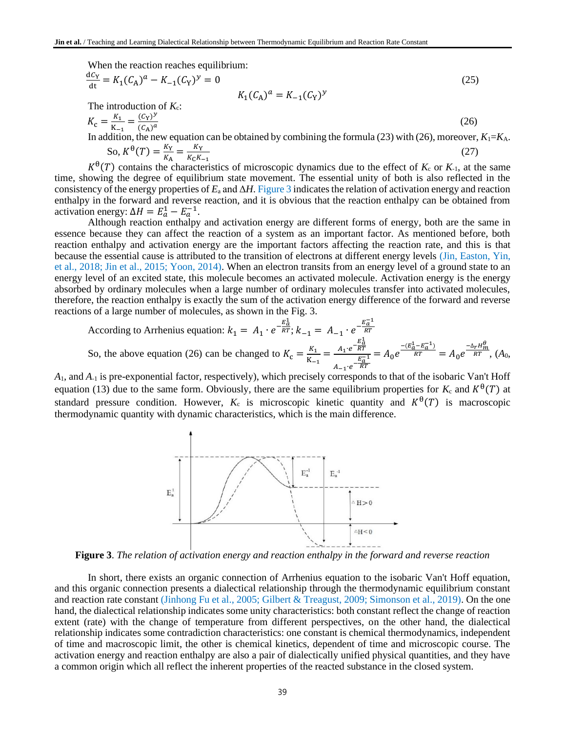When the reaction reaches equilibrium:

$$\frac{dC_Y}{dt} = K_1(C_A)^a - K_{-1}(C_Y)^y = 0 \tag{25}$$

$$K_1(C_A)^a = K_{-1}(C_Y)^y$$

The introduction of $K_c$:

$$K_c = \frac{K_1}{K_{-1}} = \frac{(C_Y)^y}{(C_A)^a} \tag{26}$$

In addition, the new equation can be obtained by combining the formula (23) with (26), moreover, $K_1 = K_A$.

$$\text{So, } K^{\theta}(T) = \frac{K_Y}{K_A} = \frac{K_Y}{K_C K_{-1}} \tag{27}$$

$K^{\theta}(T)$ contains the characteristics of microscopic dynamics due to the effect of $K_c$ or $K_{-1}$, at the same time, showing the degree of equilibrium state movement. The essential unity of both is also reflected in the consistency of the energy properties of $E_a$ and $\Delta H$. Figure 3 indicates the relation of activation energy and reaction enthalpy in the forward and reverse reaction, and it is obvious that the reaction enthalpy can be obtained from activation energy: $\Delta H = E_a^1 - E_a^{-1}$.

Although reaction enthalpy and activation energy are different forms of energy, both are the same in essence because they can affect the reaction of a system as an important factor. As mentioned before, both reaction enthalpy and activation energy are the important factors affecting the reaction rate, and this is that because the essential cause is attributed to the transition of electrons at different energy levels (Jin, Easton, Yin, et al., 2018; Jin et al., 2015; Yoon, 2014). When an electron transits from an energy level of a ground state to an energy level of an excited state, this molecule becomes an activated molecule. Activation energy is the energy absorbed by ordinary molecules when a large number of ordinary molecules transfer into activated molecules, therefore, the reaction enthalpy is exactly the sum of the activation energy difference of the forward and reverse reactions of a large number of molecules, as shown in the Fig. 3.

According to Arrhenius equation: $k_1 = A_1 \cdot e^{-\frac{E_a^1}{RT}}$; $k_{-1} = A_{-1} \cdot e^{-\frac{E_a^{-1}}{RT}}$

So, the above equation (26) can be changed to $K_c = \frac{K_1}{K_{-1}} = \frac{A_1 \cdot e^{-\frac{E_a^1}{RT}}}{A_{-1} \cdot e^{-\frac{E_a^{-1}}{RT}}} = A_0 e^{\frac{-(E_a^1 - E_a^{-1})}{RT}} = A_0 e^{\frac{-\Delta_r H_m^{\theta}}{RT}}$, ($A_0$, $A_1$, and $A_{-1}$ is pre-exponential factor, respectively), which precisely corresponds to that of the isobaric Van't Hoff equation (13) due to the same form. Obviously, there are the same equilibrium properties for $K_c$ and $K^{\theta}(T)$ at standard pressure condition. However, $K_c$ is microscopic kinetic quantity and $K^{\theta}(T)$ is macroscopic thermodynamic quantity with dynamic characteristics, which is the main difference.

**Figure 3**. *The relation of activation energy and reaction enthalpy in the forward and reverse reaction*

In short, there exists an organic connection of Arrhenius equation to the isobaric Van't Hoff equation, and this organic connection presents a dialectical relationship through the thermodynamic equilibrium constant and reaction rate constant (Jinhong Fu et al., 2005; Gilbert & Treagust, 2009; Simonson et al., 2019). On the one hand, the dialectical relationship indicates some unity characteristics: both constant reflect the change of reaction extent (rate) with the change of temperature from different perspectives, on the other hand, the dialectical relationship indicates some contradiction characteristics: one constant is chemical thermodynamics, independent of time and macroscopic limit, the other is chemical kinetics, dependent of time and microscopic course. The activation energy and reaction enthalpy are also a pair of dialectically unified physical quantities, and they have a common origin which all reflect the inherent properties of the reacted substance in the closed system.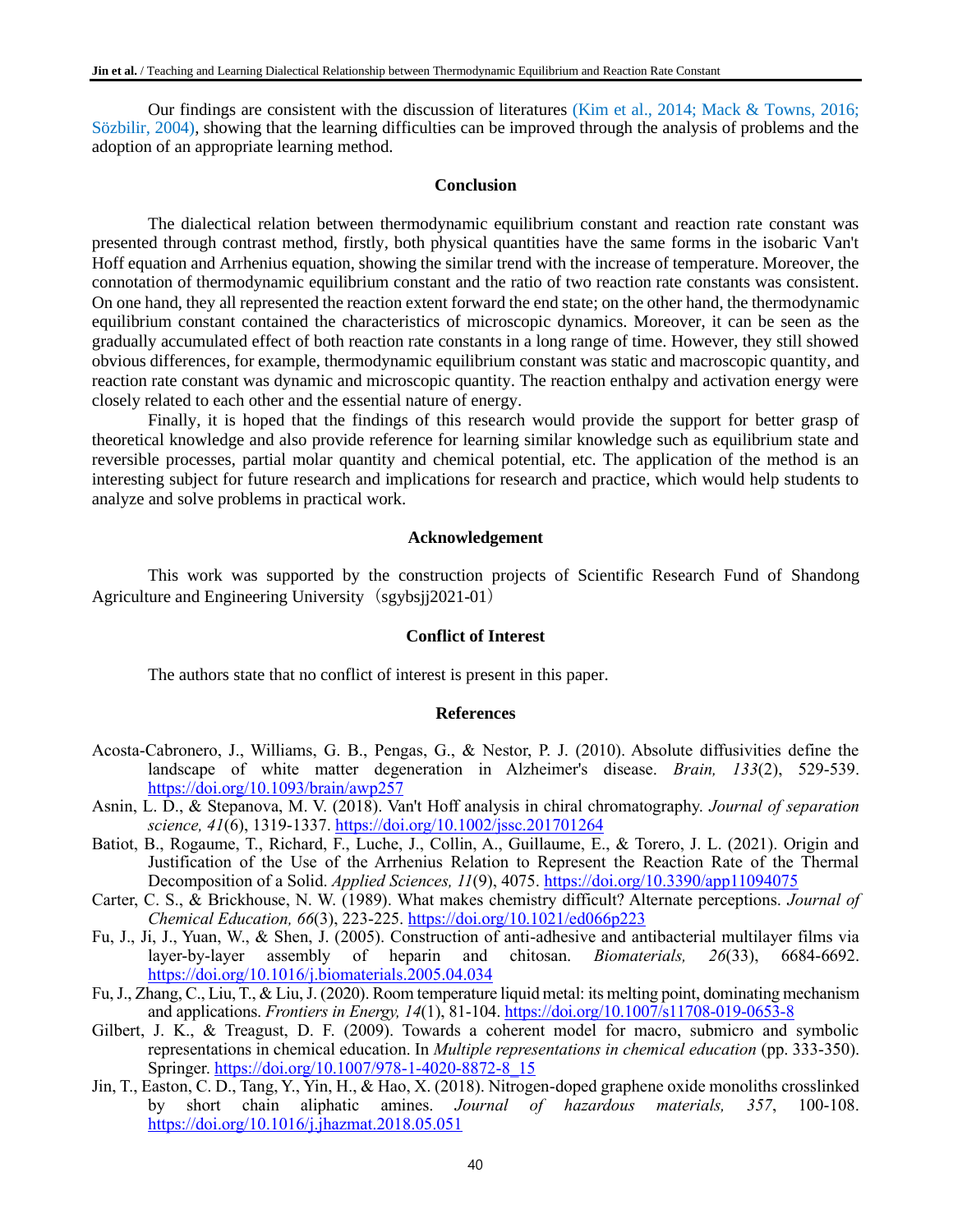Our findings are consistent with the discussion of literatures (Kim et al., 2014; Mack & Towns, 2016; Sözbilir, 2004), showing that the learning difficulties can be improved through the analysis of problems and the adoption of an appropriate learning method.

## Conclusion

The dialectical relation between thermodynamic equilibrium constant and reaction rate constant was presented through contrast method, firstly, both physical quantities have the same forms in the isobaric Van't Hoff equation and Arrhenius equation, showing the similar trend with the increase of temperature. Moreover, the connotation of thermodynamic equilibrium constant and the ratio of two reaction rate constants was consistent. On one hand, they all represented the reaction extent forward the end state; on the other hand, the thermodynamic equilibrium constant contained the characteristics of microscopic dynamics. Moreover, it can be seen as the gradually accumulated effect of both reaction rate constants in a long range of time. However, they still showed obvious differences, for example, thermodynamic equilibrium constant was static and macroscopic quantity, and reaction rate constant was dynamic and microscopic quantity. The reaction enthalpy and activation energy were closely related to each other and the essential nature of energy.

Finally, it is hoped that the findings of this research would provide the support for better grasp of theoretical knowledge and also provide reference for learning similar knowledge such as equilibrium state and reversible processes, partial molar quantity and chemical potential, etc. The application of the method is an interesting subject for future research and implications for research and practice, which would help students to analyze and solve problems in practical work.

## Acknowledgement

This work was supported by the construction projects of Scientific Research Fund of Shandong Agriculture and Engineering University（sgybsjj2021-01）

## Conflict of Interest

The authors state that no conflict of interest is present in this paper.

## References

Acosta-Cabronero, J., Williams, G. B., Pengas, G., & Nestor, P. J. (2010). Absolute diffusivities define the landscape of white matter degeneration in Alzheimer's disease. *Brain, 133*(2), 529-539. https://doi.org/10.1093/brain/awp257

Asnin, L. D., & Stepanova, M. V. (2018). Van't Hoff analysis in chiral chromatography. *Journal of separation science, 41*(6), 1319-1337. https://doi.org/10.1002/jssc.201701264

Batiot, B., Rogaume, T., Richard, F., Luche, J., Collin, A., Guillaume, E., & Torero, J. L. (2021). Origin and Justification of the Use of the Arrhenius Relation to Represent the Reaction Rate of the Thermal Decomposition of a Solid. *Applied Sciences, 11*(9), 4075. https://doi.org/10.3390/app11094075

Carter, C. S., & Brickhouse, N. W. (1989). What makes chemistry difficult? Alternate perceptions. *Journal of Chemical Education, 66*(3), 223-225. https://doi.org/10.1021/ed066p223

Fu, J., Ji, J., Yuan, W., & Shen, J. (2005). Construction of anti-adhesive and antibacterial multilayer films via layer-by-layer assembly of heparin and chitosan. *Biomaterials, 26*(33), 6684-6692. https://doi.org/10.1016/j.biomaterials.2005.04.034

Fu, J., Zhang, C., Liu, T., & Liu, J. (2020). Room temperature liquid metal: its melting point, dominating mechanism and applications. *Frontiers in Energy, 14*(1), 81-104. https://doi.org/10.1007/s11708-019-0653-8

Gilbert, J. K., & Treagust, D. F. (2009). Towards a coherent model for macro, submicro and symbolic representations in chemical education. In *Multiple representations in chemical education* (pp. 333-350). Springer. https://doi.org/10.1007/978-1-4020-8872-8_15

Jin, T., Easton, C. D., Tang, Y., Yin, H., & Hao, X. (2018). Nitrogen-doped graphene oxide monoliths crosslinked by short chain aliphatic amines. *Journal of hazardous materials, 357*, 100-108. https://doi.org/10.1016/j.jhazmat.2018.05.051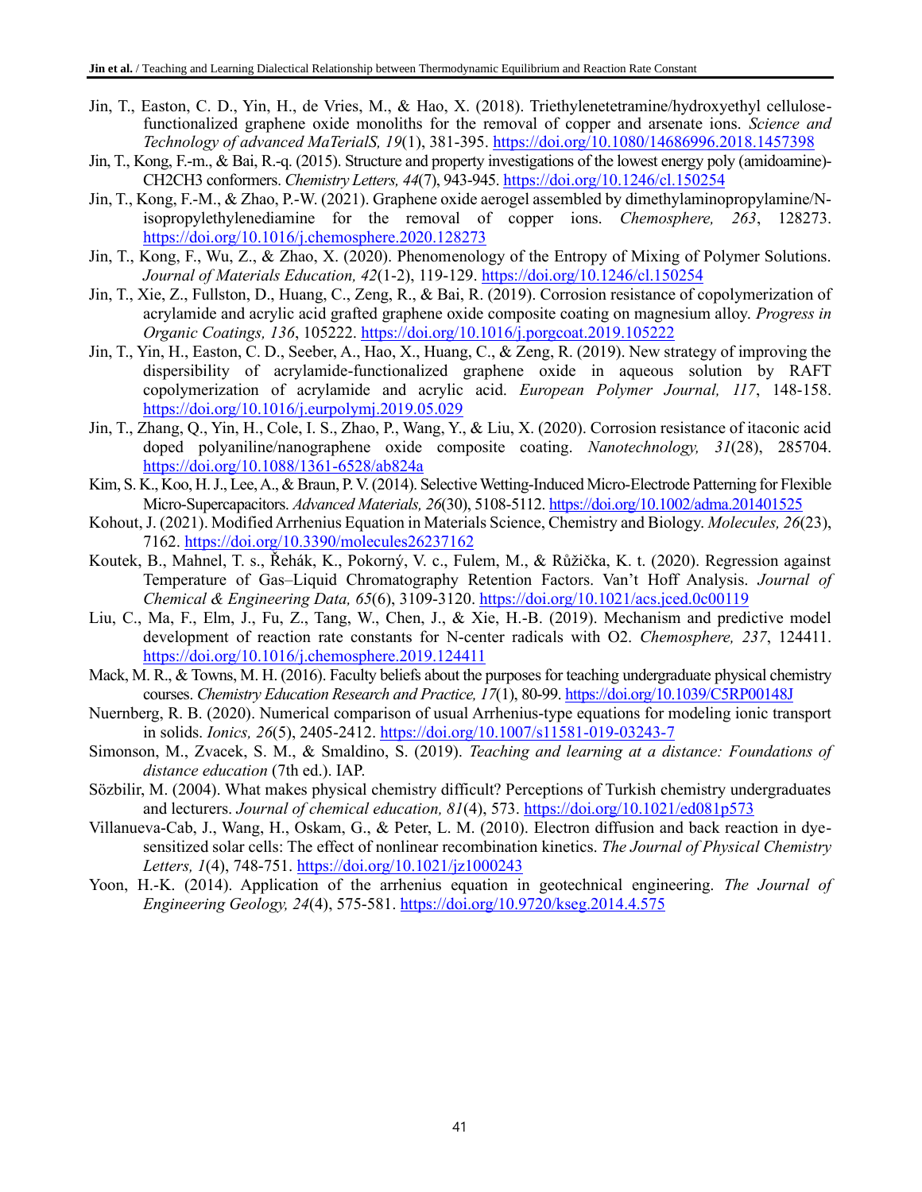Jin, T., Easton, C. D., Yin, H., de Vries, M., & Hao, X. (2018). Triethylenetetramine/hydroxyethyl cellulose-functionalized graphene oxide monoliths for the removal of copper and arsenate ions. *Science and Technology of advanced MaTerialS, 19*(1), 381-395. https://doi.org/10.1080/14686996.2018.1457398

Jin, T., Kong, F.-m., & Bai, R.-q. (2015). Structure and property investigations of the lowest energy poly (amidoamine)-CH2CH3 conformers. *Chemistry Letters, 44*(7), 943-945. https://doi.org/10.1246/cl.150254

Jin, T., Kong, F.-M., & Zhao, P.-W. (2021). Graphene oxide aerogel assembled by dimethylaminopropylamine/N-isopropylethylenediamine for the removal of copper ions. *Chemosphere, 263*, 128273. https://doi.org/10.1016/j.chemosphere.2020.128273

Jin, T., Kong, F., Wu, Z., & Zhao, X. (2020). Phenomenology of the Entropy of Mixing of Polymer Solutions. *Journal of Materials Education, 42*(1-2), 119-129. https://doi.org/10.1246/cl.150254

Jin, T., Xie, Z., Fullston, D., Huang, C., Zeng, R., & Bai, R. (2019). Corrosion resistance of copolymerization of acrylamide and acrylic acid grafted graphene oxide composite coating on magnesium alloy. *Progress in Organic Coatings, 136*, 105222. https://doi.org/10.1016/j.porgcoat.2019.105222

Jin, T., Yin, H., Easton, C. D., Seeber, A., Hao, X., Huang, C., & Zeng, R. (2019). New strategy of improving the dispersibility of acrylamide-functionalized graphene oxide in aqueous solution by RAFT copolymerization of acrylamide and acrylic acid. *European Polymer Journal, 117*, 148-158. https://doi.org/10.1016/j.eurpolymj.2019.05.029

Jin, T., Zhang, Q., Yin, H., Cole, I. S., Zhao, P., Wang, Y., & Liu, X. (2020). Corrosion resistance of itaconic acid doped polyaniline/nanographene oxide composite coating. *Nanotechnology, 31*(28), 285704. https://doi.org/10.1088/1361-6528/ab824a

Kim, S. K., Koo, H. J., Lee, A., & Braun, P. V. (2014). Selective Wetting-Induced Micro-Electrode Patterning for Flexible Micro-Supercapacitors. *Advanced Materials, 26*(30), 5108-5112. https://doi.org/10.1002/adma.201401525

Kohout, J. (2021). Modified Arrhenius Equation in Materials Science, Chemistry and Biology. *Molecules, 26*(23), 7162. https://doi.org/10.3390/molecules26237162

Koutek, B., Mahnel, T. s., Řehák, K., Pokorný, V. c., Fulem, M., & Růžička, K. t. (2020). Regression against Temperature of Gas–Liquid Chromatography Retention Factors. Van't Hoff Analysis. *Journal of Chemical & Engineering Data, 65*(6), 3109-3120. https://doi.org/10.1021/acs.jced.0c00119

Liu, C., Ma, F., Elm, J., Fu, Z., Tang, W., Chen, J., & Xie, H.-B. (2019). Mechanism and predictive model development of reaction rate constants for N-center radicals with O2. *Chemosphere, 237*, 124411. https://doi.org/10.1016/j.chemosphere.2019.124411

Mack, M. R., & Towns, M. H. (2016). Faculty beliefs about the purposes for teaching undergraduate physical chemistry courses. *Chemistry Education Research and Practice, 17*(1), 80-99. https://doi.org/10.1039/C5RP00148J

Nuernberg, R. B. (2020). Numerical comparison of usual Arrhenius-type equations for modeling ionic transport in solids. *Ionics, 26*(5), 2405-2412. https://doi.org/10.1007/s11581-019-03243-7

Simonson, M., Zvacek, S. M., & Smaldino, S. (2019). *Teaching and learning at a distance: Foundations of distance education* (7th ed.). IAP.

Sözbilir, M. (2004). What makes physical chemistry difficult? Perceptions of Turkish chemistry undergraduates and lecturers. *Journal of chemical education, 81*(4), 573. https://doi.org/10.1021/ed081p573

Villanueva-Cab, J., Wang, H., Oskam, G., & Peter, L. M. (2010). Electron diffusion and back reaction in dye-sensitized solar cells: The effect of nonlinear recombination kinetics. *The Journal of Physical Chemistry Letters, 1*(4), 748-751. https://doi.org/10.1021/jz1000243

Yoon, H.-K. (2014). Application of the arrhenius equation in geotechnical engineering. *The Journal of Engineering Geology, 24*(4), 575-581. https://doi.org/10.9720/kseg.2014.4.575